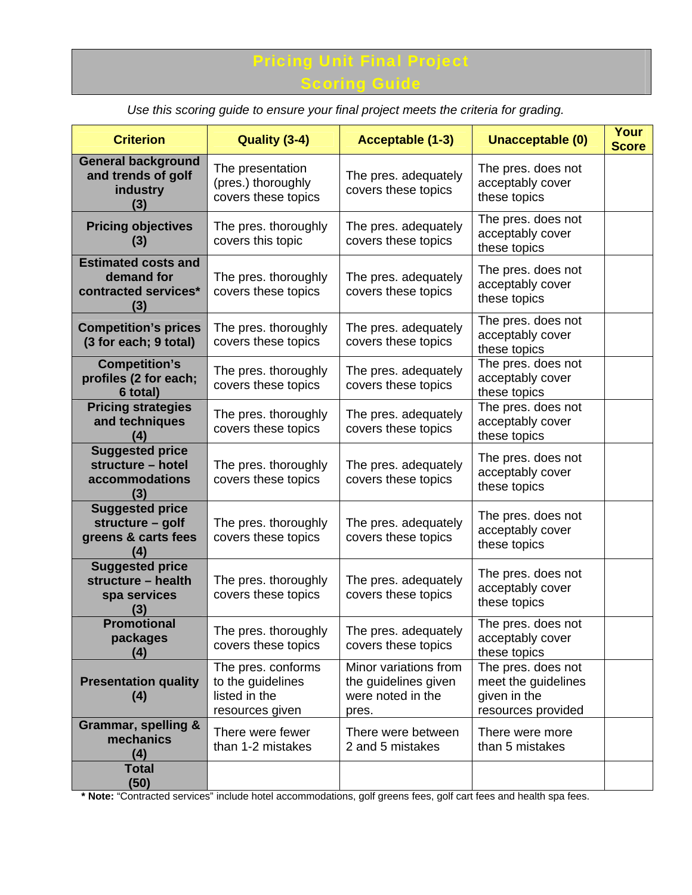# Pricing Unit Final Project
# Scoring Guide

*Use this scoring guide to ensure your final project meets the criteria for grading.*

| Criterion | Quality (3-4) | Acceptable (1-3) | Unacceptable (0) | Your Score |
|---|---|---|---|---|
| **General background and trends of golf industry (3)** | The presentation (pres.) thoroughly covers these topics | The pres. adequately covers these topics | The pres. does not acceptably cover these topics | |
| **Pricing objectives (3)** | The pres. thoroughly covers this topic | The pres. adequately covers these topics | The pres. does not acceptably cover these topics | |
| **Estimated costs and demand for contracted services* (3)** | The pres. thoroughly covers these topics | The pres. adequately covers these topics | The pres. does not acceptably cover these topics | |
| **Competition's prices (3 for each; 9 total)** | The pres. thoroughly covers these topics | The pres. adequately covers these topics | The pres. does not acceptably cover these topics | |
| **Competition's profiles (2 for each; 6 total)** | The pres. thoroughly covers these topics | The pres. adequately covers these topics | The pres. does not acceptably cover these topics | |
| **Pricing strategies and techniques (4)** | The pres. thoroughly covers these topics | The pres. adequately covers these topics | The pres. does not acceptably cover these topics | |
| **Suggested price structure – hotel accommodations (3)** | The pres. thoroughly covers these topics | The pres. adequately covers these topics | The pres. does not acceptably cover these topics | |
| **Suggested price structure – golf greens & carts fees (4)** | The pres. thoroughly covers these topics | The pres. adequately covers these topics | The pres. does not acceptably cover these topics | |
| **Suggested price structure – health spa services (3)** | The pres. thoroughly covers these topics | The pres. adequately covers these topics | The pres. does not acceptably cover these topics | |
| **Promotional packages (4)** | The pres. thoroughly covers these topics | The pres. adequately covers these topics | The pres. does not acceptably cover these topics | |
| **Presentation quality (4)** | The pres. conforms to the guidelines listed in the resources given | Minor variations from the guidelines given were noted in the pres. | The pres. does not meet the guidelines given in the resources provided | |
| **Grammar, spelling & mechanics (4)** | There were fewer than 1-2 mistakes | There were between 2 and 5 mistakes | There were more than 5 mistakes | |
| **Total (50)** | | | | |

**\* Note:** "Contracted services" include hotel accommodations, golf greens fees, golf cart fees and health spa fees.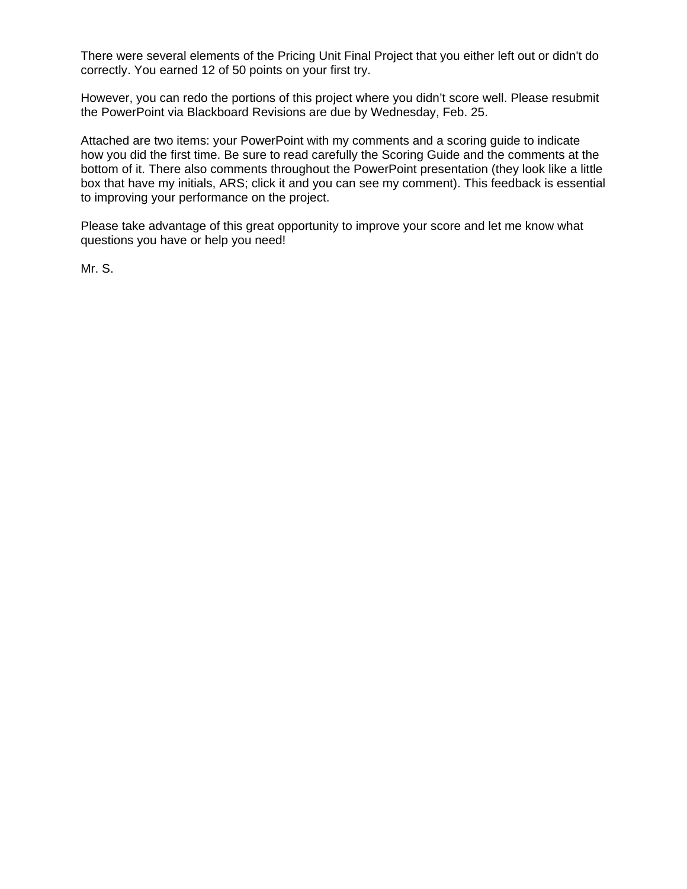There were several elements of the Pricing Unit Final Project that you either left out or didn't do correctly. You earned 12 of 50 points on your first try.

However, you can redo the portions of this project where you didn’t score well. Please resubmit the PowerPoint via Blackboard Revisions are due by Wednesday, Feb. 25.

Attached are two items: your PowerPoint with my comments and a scoring guide to indicate how you did the first time. Be sure to read carefully the Scoring Guide and the comments at the bottom of it. There also comments throughout the PowerPoint presentation (they look like a little box that have my initials, ARS; click it and you can see my comment). This feedback is essential to improving your performance on the project.

Please take advantage of this great opportunity to improve your score and let me know what questions you have or help you need!

Mr. S.